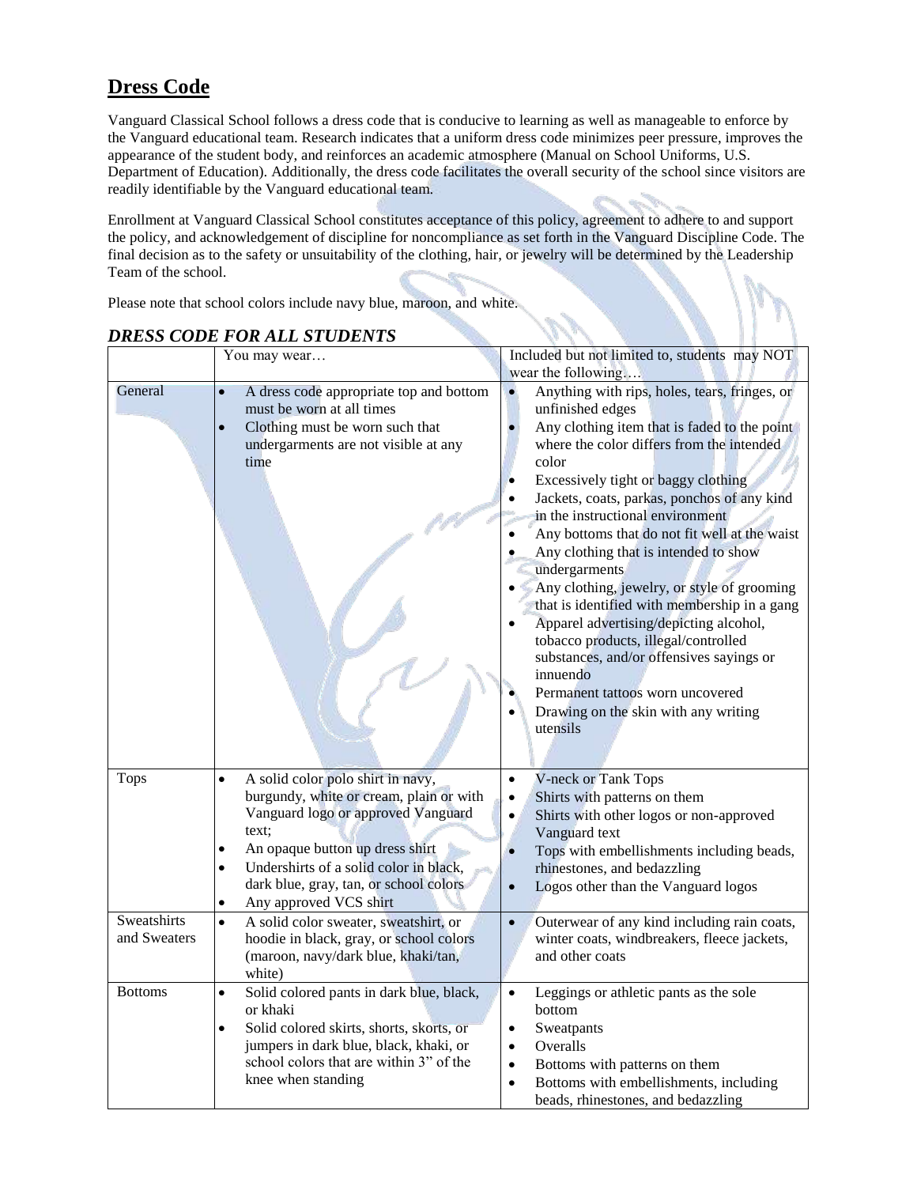## Dress Code

Vanguard Classical School follows a dress code that is conducive to learning as well as manageable to enforce by the Vanguard educational team. Research indicates that a uniform dress code minimizes peer pressure, improves the appearance of the student body, and reinforces an academic atmosphere (Manual on School Uniforms, U.S. Department of Education). Additionally, the dress code facilitates the overall security of the school since visitors are readily identifiable by the Vanguard educational team.

Enrollment at Vanguard Classical School constitutes acceptance of this policy, agreement to adhere to and support the policy, and acknowledgement of discipline for noncompliance as set forth in the Vanguard Discipline Code. The final decision as to the safety or unsuitability of the clothing, hair, or jewelry will be determined by the Leadership Team of the school.

Please note that school colors include navy blue, maroon, and white.

### *DRESS CODE FOR ALL STUDENTS*

| | You may wear… | Included but not limited to, students may NOT wear the following…. |
|---|---|---|
| General | • A dress code appropriate top and bottom must be worn at all times<br>• Clothing must be worn such that undergarments are not visible at any time | • Anything with rips, holes, tears, fringes, or unfinished edges<br>• Any clothing item that is faded to the point where the color differs from the intended color<br>• Excessively tight or baggy clothing<br>• Jackets, coats, parkas, ponchos of any kind in the instructional environment<br>• Any bottoms that do not fit well at the waist<br>• Any clothing that is intended to show undergarments<br>• Any clothing, jewelry, or style of grooming that is identified with membership in a gang<br>• Apparel advertising/depicting alcohol, tobacco products, illegal/controlled substances, and/or offensives sayings or innuendo<br>• Permanent tattoos worn uncovered<br>• Drawing on the skin with any writing utensils |
| Tops | • A solid color polo shirt in navy, burgundy, white or cream, plain or with Vanguard logo or approved Vanguard text;<br>• An opaque button up dress shirt<br>• Undershirts of a solid color in black, dark blue, gray, tan, or school colors<br>• Any approved VCS shirt | • V-neck or Tank Tops<br>• Shirts with patterns on them<br>• Shirts with other logos or non-approved Vanguard text<br>• Tops with embellishments including beads, rhinestones, and bedazzling<br>• Logos other than the Vanguard logos |
| Sweatshirts and Sweaters | • A solid color sweater, sweatshirt, or hoodie in black, gray, or school colors (maroon, navy/dark blue, khaki/tan, white) | • Outerwear of any kind including rain coats, winter coats, windbreakers, fleece jackets, and other coats |
| Bottoms | • Solid colored pants in dark blue, black, or khaki<br>• Solid colored skirts, shorts, skorts, or jumpers in dark blue, black, khaki, or school colors that are within 3" of the knee when standing | • Leggings or athletic pants as the sole bottom<br>• Sweatpants<br>• Overalls<br>• Bottoms with patterns on them<br>• Bottoms with embellishments, including beads, rhinestones, and bedazzling |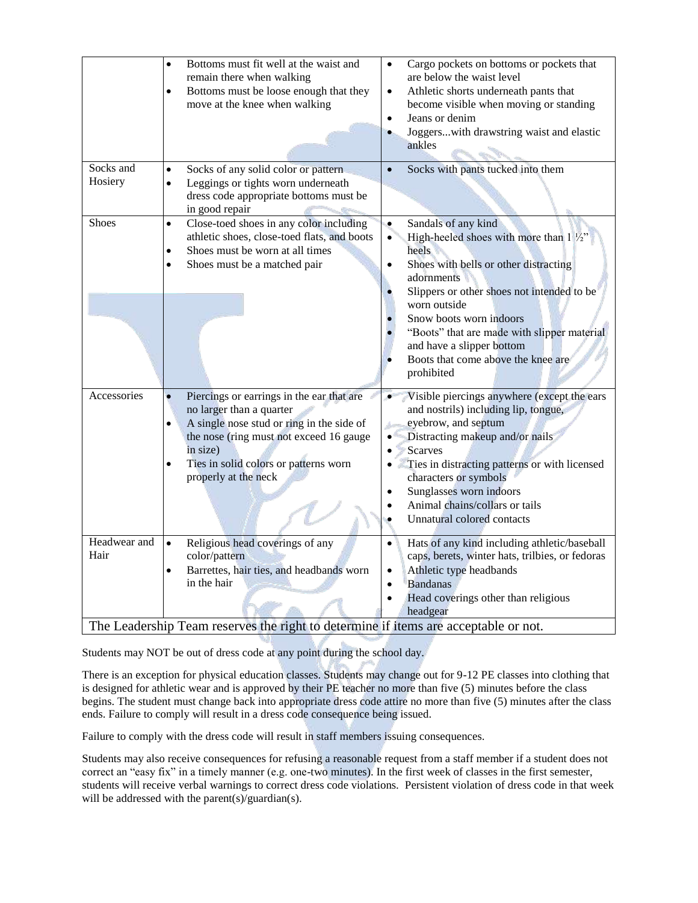| | | |
|---|---|---|
| | • Bottoms must fit well at the waist and remain there when walking<br>• Bottoms must be loose enough that they move at the knee when walking | • Cargo pockets on bottoms or pockets that are below the waist level<br>• Athletic shorts underneath pants that become visible when moving or standing<br>• Jeans or denim<br>• Joggers...with drawstring waist and elastic ankles |
| Socks and Hosiery | • Socks of any solid color or pattern<br>• Leggings or tights worn underneath dress code appropriate bottoms must be in good repair | • Socks with pants tucked into them |
| Shoes | • Close-toed shoes in any color including athletic shoes, close-toed flats, and boots<br>• Shoes must be worn at all times<br>• Shoes must be a matched pair | • Sandals of any kind<br>• High-heeled shoes with more than 1 ½" heels<br>• Shoes with bells or other distracting adornments<br>• Slippers or other shoes not intended to be worn outside<br>• Snow boots worn indoors<br>• "Boots" that are made with slipper material and have a slipper bottom<br>• Boots that come above the knee are prohibited |
| Accessories | • Piercings or earrings in the ear that are no larger than a quarter<br>• A single nose stud or ring in the side of the nose (ring must not exceed 16 gauge in size)<br>• Ties in solid colors or patterns worn properly at the neck | • Visible piercings anywhere (except the ears and nostrils) including lip, tongue, eyebrow, and septum<br>• Distracting makeup and/or nails<br>• Scarves<br>• Ties in distracting patterns or with licensed characters or symbols<br>• Sunglasses worn indoors<br>• Animal chains/collars or tails<br>• Unnatural colored contacts |
| Headwear and Hair | • Religious head coverings of any color/pattern<br>• Barrettes, hair ties, and headbands worn in the hair | • Hats of any kind including athletic/baseball caps, berets, winter hats, trilbies, or fedoras<br>• Athletic type headbands<br>• Bandanas<br>• Head coverings other than religious headgear |
| The Leadership Team reserves the right to determine if items are acceptable or not. | | |

Students may NOT be out of dress code at any point during the school day.

There is an exception for physical education classes. Students may change out for 9-12 PE classes into clothing that is designed for athletic wear and is approved by their PE teacher no more than five (5) minutes before the class begins. The student must change back into appropriate dress code attire no more than five (5) minutes after the class ends. Failure to comply will result in a dress code consequence being issued.

Failure to comply with the dress code will result in staff members issuing consequences.

Students may also receive consequences for refusing a reasonable request from a staff member if a student does not correct an "easy fix" in a timely manner (e.g. one-two minutes). In the first week of classes in the first semester, students will receive verbal warnings to correct dress code violations. Persistent violation of dress code in that week will be addressed with the parent(s)/guardian(s).